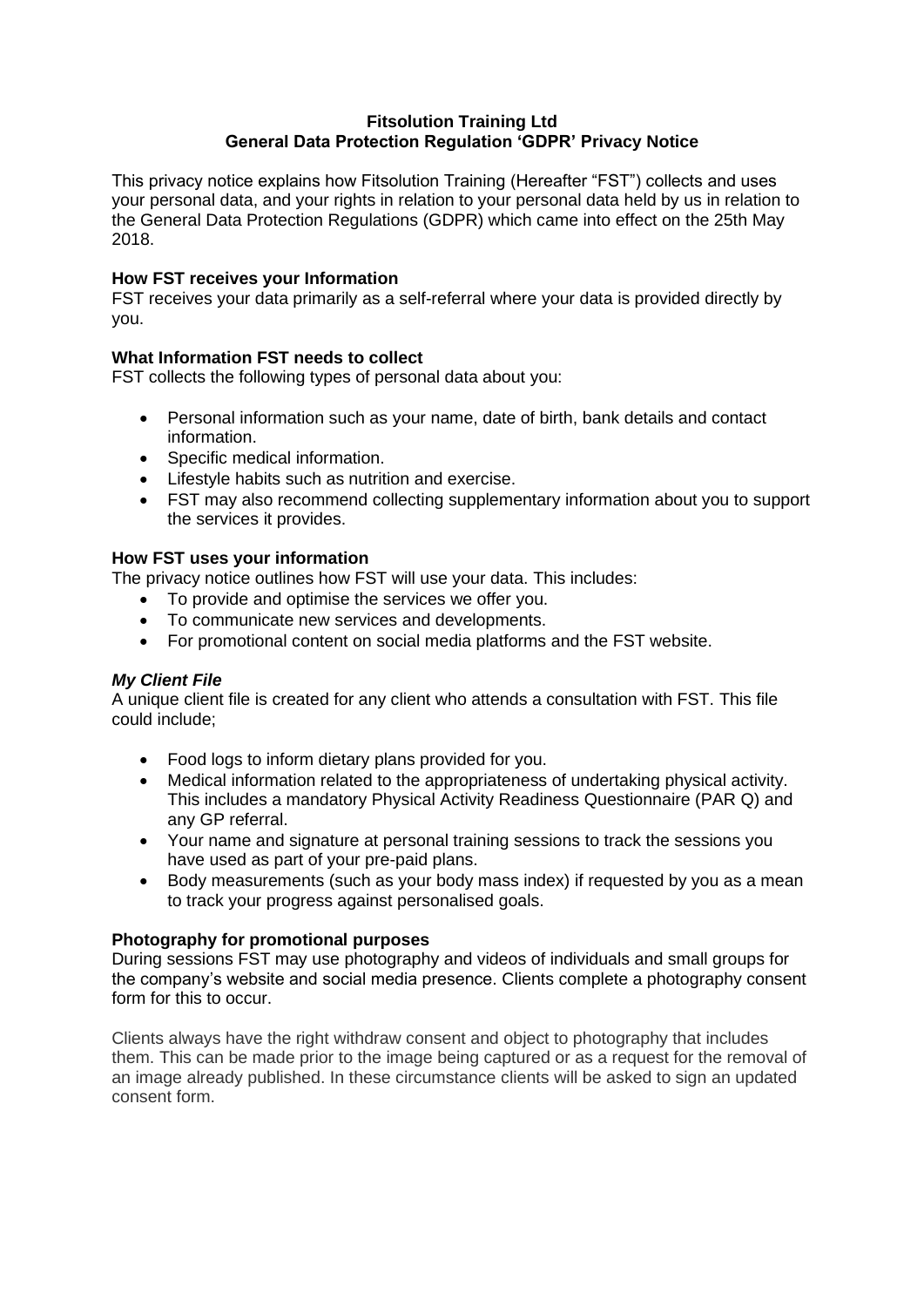**Fitsolution Training Ltd**
**General Data Protection Regulation 'GDPR' Privacy Notice**

This privacy notice explains how Fitsolution Training (Hereafter "FST") collects and uses your personal data, and your rights in relation to your personal data held by us in relation to the General Data Protection Regulations (GDPR) which came into effect on the 25th May 2018.

**How FST receives your Information**

FST receives your data primarily as a self-referral where your data is provided directly by you.

**What Information FST needs to collect**

FST collects the following types of personal data about you:

- Personal information such as your name, date of birth, bank details and contact information.
- Specific medical information.
- Lifestyle habits such as nutrition and exercise.
- FST may also recommend collecting supplementary information about you to support the services it provides.

**How FST uses your information**

The privacy notice outlines how FST will use your data. This includes:

- To provide and optimise the services we offer you.
- To communicate new services and developments.
- For promotional content on social media platforms and the FST website.

***My Client File***

A unique client file is created for any client who attends a consultation with FST. This file could include;

- Food logs to inform dietary plans provided for you.
- Medical information related to the appropriateness of undertaking physical activity. This includes a mandatory Physical Activity Readiness Questionnaire (PAR Q) and any GP referral.
- Your name and signature at personal training sessions to track the sessions you have used as part of your pre-paid plans.
- Body measurements (such as your body mass index) if requested by you as a mean to track your progress against personalised goals.

**Photography for promotional purposes**

During sessions FST may use photography and videos of individuals and small groups for the company's website and social media presence. Clients complete a photography consent form for this to occur.

Clients always have the right withdraw consent and object to photography that includes them. This can be made prior to the image being captured or as a request for the removal of an image already published. In these circumstance clients will be asked to sign an updated consent form.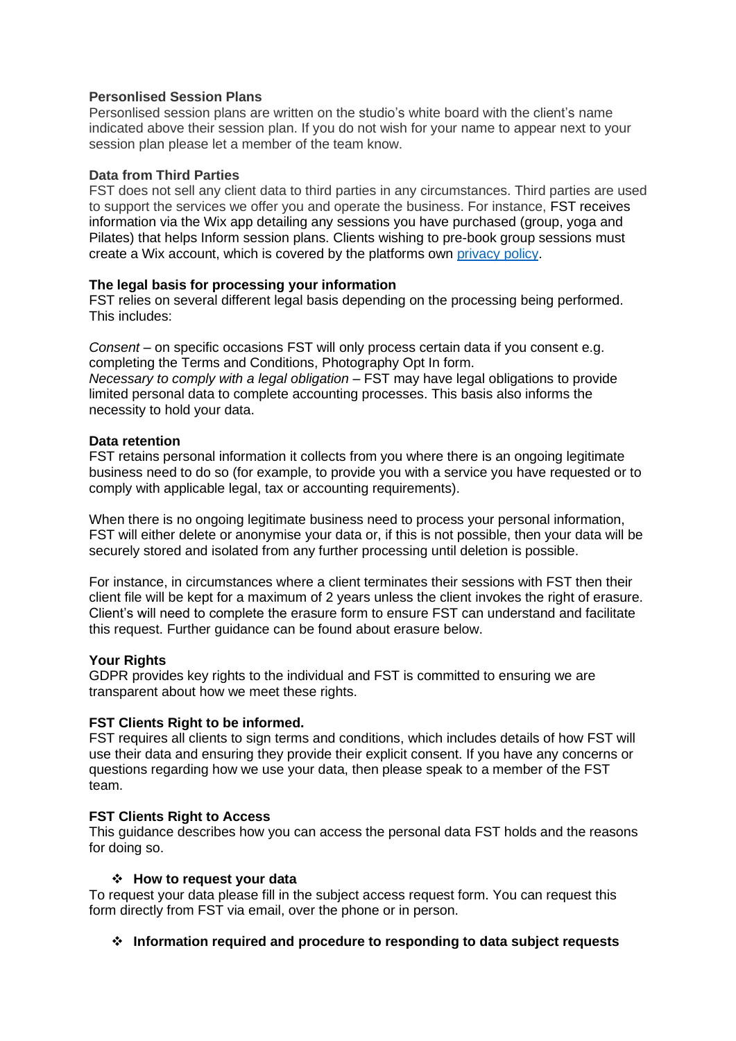**Personlised Session Plans**
Personlised session plans are written on the studio's white board with the client's name indicated above their session plan. If you do not wish for your name to appear next to your session plan please let a member of the team know.

**Data from Third Parties**
FST does not sell any client data to third parties in any circumstances. Third parties are used to support the services we offer you and operate the business. For instance, FST receives information via the Wix app detailing any sessions you have purchased (group, yoga and Pilates) that helps Inform session plans. Clients wishing to pre-book group sessions must create a Wix account, which is covered by the platforms own privacy policy.

**The legal basis for processing your information**
FST relies on several different legal basis depending on the processing being performed. This includes:

*Consent* – on specific occasions FST will only process certain data if you consent e.g. completing the Terms and Conditions, Photography Opt In form.
*Necessary to comply with a legal obligation* – FST may have legal obligations to provide limited personal data to complete accounting processes. This basis also informs the necessity to hold your data.

**Data retention**
FST retains personal information it collects from you where there is an ongoing legitimate business need to do so (for example, to provide you with a service you have requested or to comply with applicable legal, tax or accounting requirements).

When there is no ongoing legitimate business need to process your personal information, FST will either delete or anonymise your data or, if this is not possible, then your data will be securely stored and isolated from any further processing until deletion is possible.

For instance, in circumstances where a client terminates their sessions with FST then their client file will be kept for a maximum of 2 years unless the client invokes the right of erasure. Client's will need to complete the erasure form to ensure FST can understand and facilitate this request. Further guidance can be found about erasure below.

**Your Rights**
GDPR provides key rights to the individual and FST is committed to ensuring we are transparent about how we meet these rights.

**FST Clients Right to be informed.**
FST requires all clients to sign terms and conditions, which includes details of how FST will use their data and ensuring they provide their explicit consent. If you have any concerns or questions regarding how we use your data, then please speak to a member of the FST team.

**FST Clients Right to Access**
This guidance describes how you can access the personal data FST holds and the reasons for doing so.

- **How to request your data**

To request your data please fill in the subject access request form. You can request this form directly from FST via email, over the phone or in person.

- **Information required and procedure to responding to data subject requests**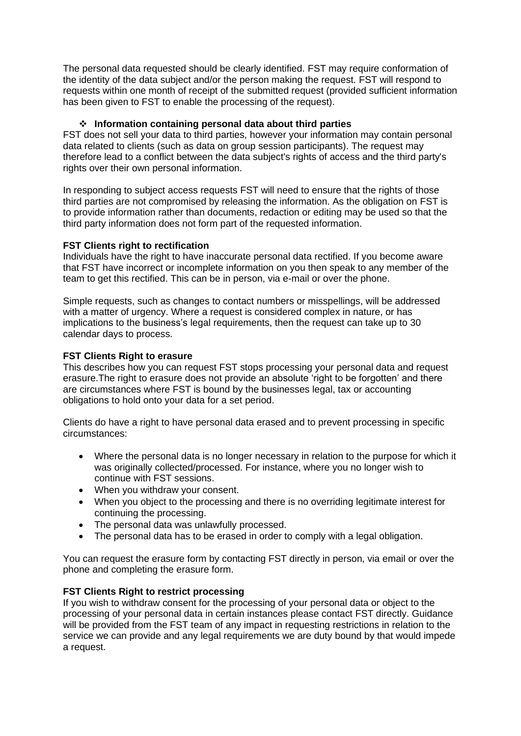The personal data requested should be clearly identified. FST may require conformation of the identity of the data subject and/or the person making the request. FST will respond to requests within one month of receipt of the submitted request (provided sufficient information has been given to FST to enable the processing of the request).

- **Information containing personal data about third parties**

FST does not sell your data to third parties, however your information may contain personal data related to clients (such as data on group session participants). The request may therefore lead to a conflict between the data subject's rights of access and the third party's rights over their own personal information.

In responding to subject access requests FST will need to ensure that the rights of those third parties are not compromised by releasing the information. As the obligation on FST is to provide information rather than documents, redaction or editing may be used so that the third party information does not form part of the requested information.

**FST Clients right to rectification**

Individuals have the right to have inaccurate personal data rectified. If you become aware that FST have incorrect or incomplete information on you then speak to any member of the team to get this rectified. This can be in person, via e-mail or over the phone.

Simple requests, such as changes to contact numbers or misspellings, will be addressed with a matter of urgency. Where a request is considered complex in nature, or has implications to the business's legal requirements, then the request can take up to 30 calendar days to process.

**FST Clients Right to erasure**

This describes how you can request FST stops processing your personal data and request erasure.The right to erasure does not provide an absolute 'right to be forgotten' and there are circumstances where FST is bound by the businesses legal, tax or accounting obligations to hold onto your data for a set period.

Clients do have a right to have personal data erased and to prevent processing in specific circumstances:

- Where the personal data is no longer necessary in relation to the purpose for which it was originally collected/processed. For instance, where you no longer wish to continue with FST sessions.
- When you withdraw your consent.
- When you object to the processing and there is no overriding legitimate interest for continuing the processing.
- The personal data was unlawfully processed.
- The personal data has to be erased in order to comply with a legal obligation.

You can request the erasure form by contacting FST directly in person, via email or over the phone and completing the erasure form.

**FST Clients Right to restrict processing**

If you wish to withdraw consent for the processing of your personal data or object to the processing of your personal data in certain instances please contact FST directly. Guidance will be provided from the FST team of any impact in requesting restrictions in relation to the service we can provide and any legal requirements we are duty bound by that would impede a request.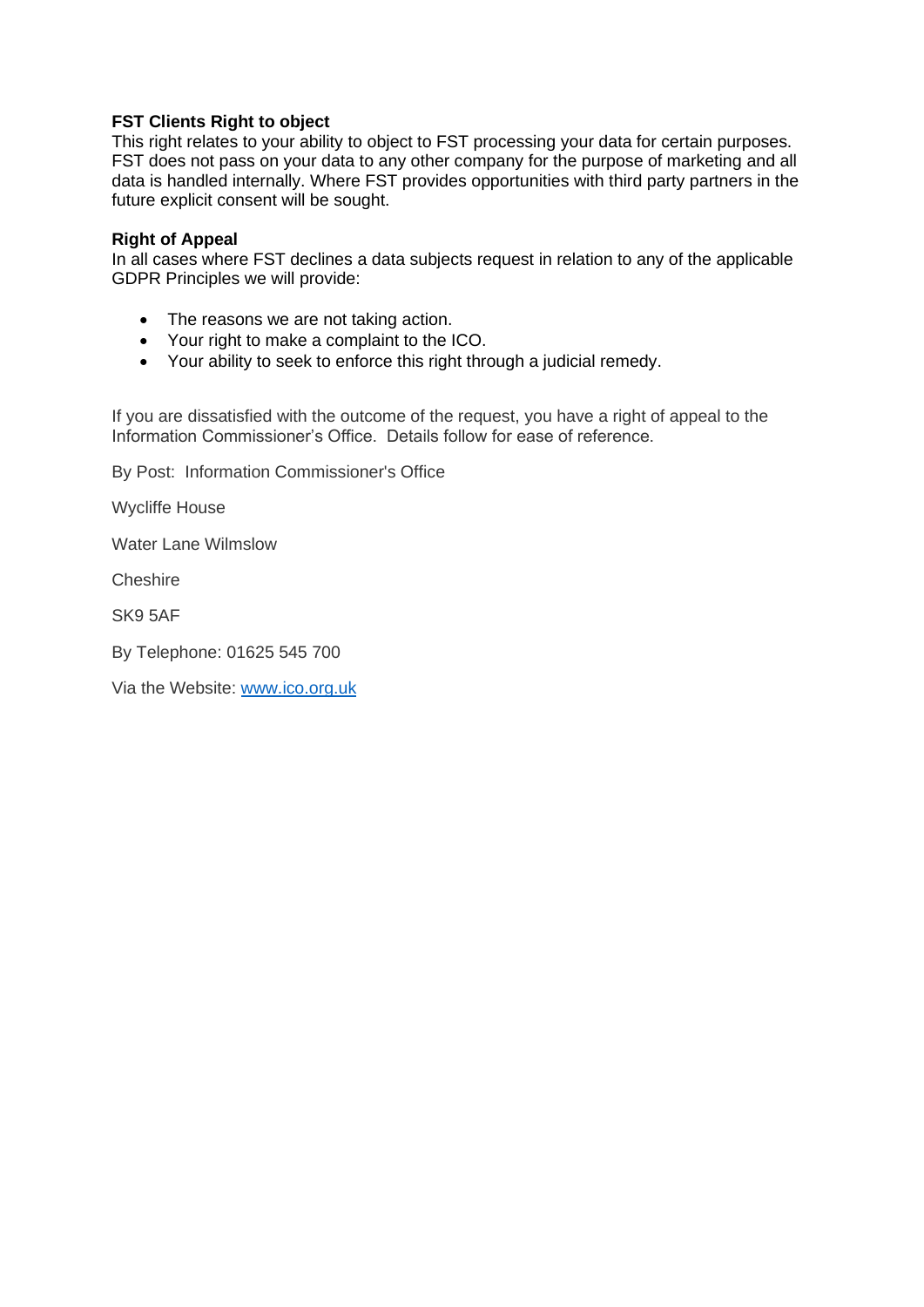**FST Clients Right to object**

This right relates to your ability to object to FST processing your data for certain purposes. FST does not pass on your data to any other company for the purpose of marketing and all data is handled internally. Where FST provides opportunities with third party partners in the future explicit consent will be sought.

**Right of Appeal**

In all cases where FST declines a data subjects request in relation to any of the applicable GDPR Principles we will provide:

- The reasons we are not taking action.
- Your right to make a complaint to the ICO.
- Your ability to seek to enforce this right through a judicial remedy.

If you are dissatisfied with the outcome of the request, you have a right of appeal to the Information Commissioner's Office. Details follow for ease of reference.

By Post: Information Commissioner's Office

Wycliffe House

Water Lane Wilmslow

Cheshire

SK9 5AF

By Telephone: 01625 545 700

Via the Website: www.ico.org.uk